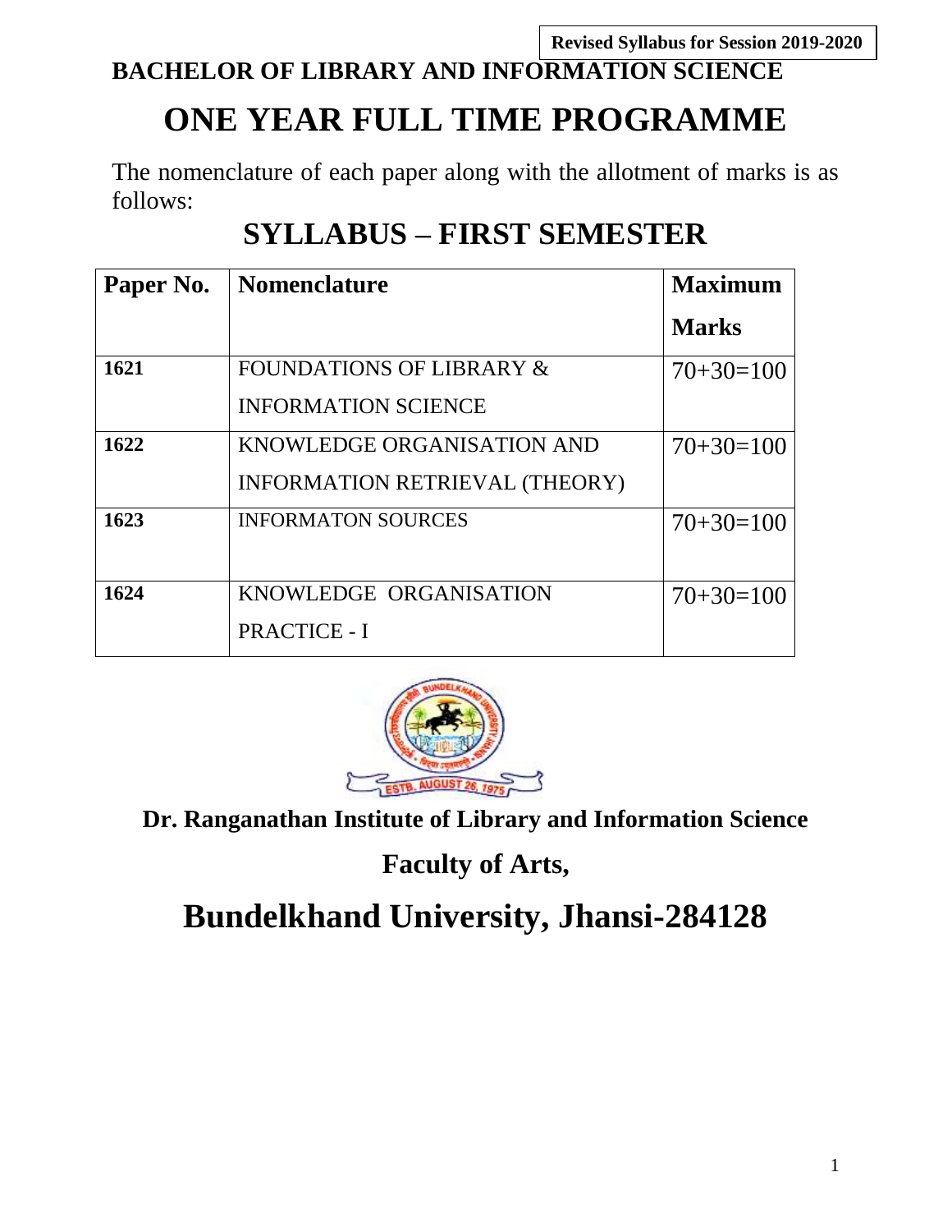**Revised Syllabus for Session 2019-2020**

**BACHELOR OF LIBRARY AND INFORMATION SCIENCE**

# ONE YEAR FULL TIME PROGRAMME

The nomenclature of each paper along with the allotment of marks is as follows:

## SYLLABUS – FIRST SEMESTER

| Paper No. | Nomenclature | Maximum Marks |
|---|---|---|
| **1621** | FOUNDATIONS OF LIBRARY & INFORMATION SCIENCE | 70+30=100 |
| **1622** | KNOWLEDGE ORGANISATION AND INFORMATION RETRIEVAL (THEORY) | 70+30=100 |
| **1623** | INFORMATON SOURCES | 70+30=100 |
| **1624** | KNOWLEDGE ORGANISATION PRACTICE - I | 70+30=100 |

**Dr. Ranganathan Institute of Library and Information Science**

**Faculty of Arts,**

# Bundelkhand University, Jhansi-284128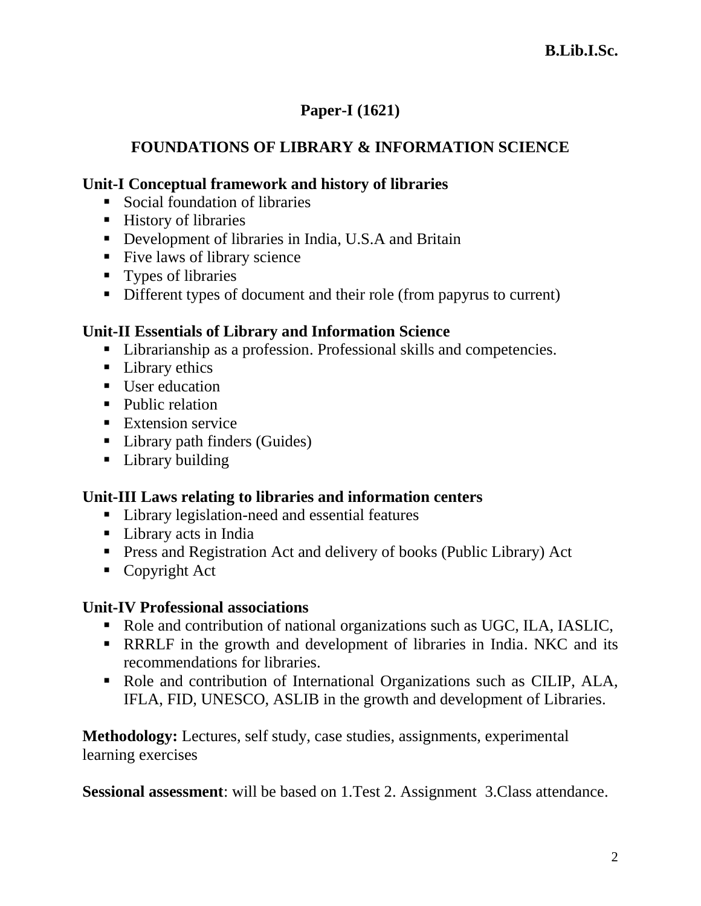**B.Lib.I.Sc.**

## Paper-I (1621)

## FOUNDATIONS OF LIBRARY & INFORMATION SCIENCE

### Unit-I Conceptual framework and history of libraries

- Social foundation of libraries
- History of libraries
- Development of libraries in India, U.S.A and Britain
- Five laws of library science
- Types of libraries
- Different types of document and their role (from papyrus to current)

### Unit-II Essentials of Library and Information Science

- Librarianship as a profession. Professional skills and competencies.
- Library ethics
- User education
- Public relation
- Extension service
- Library path finders (Guides)
- Library building

### Unit-III Laws relating to libraries and information centers

- Library legislation-need and essential features
- Library acts in India
- Press and Registration Act and delivery of books (Public Library) Act
- Copyright Act

### Unit-IV Professional associations

- Role and contribution of national organizations such as UGC, ILA, IASLIC,
- RRRLF in the growth and development of libraries in India. NKC and its recommendations for libraries.
- Role and contribution of International Organizations such as CILIP, ALA, IFLA, FID, UNESCO, ASLIB in the growth and development of Libraries.

**Methodology:** Lectures, self study, case studies, assignments, experimental learning exercises

**Sessional assessment**: will be based on 1.Test 2. Assignment 3.Class attendance.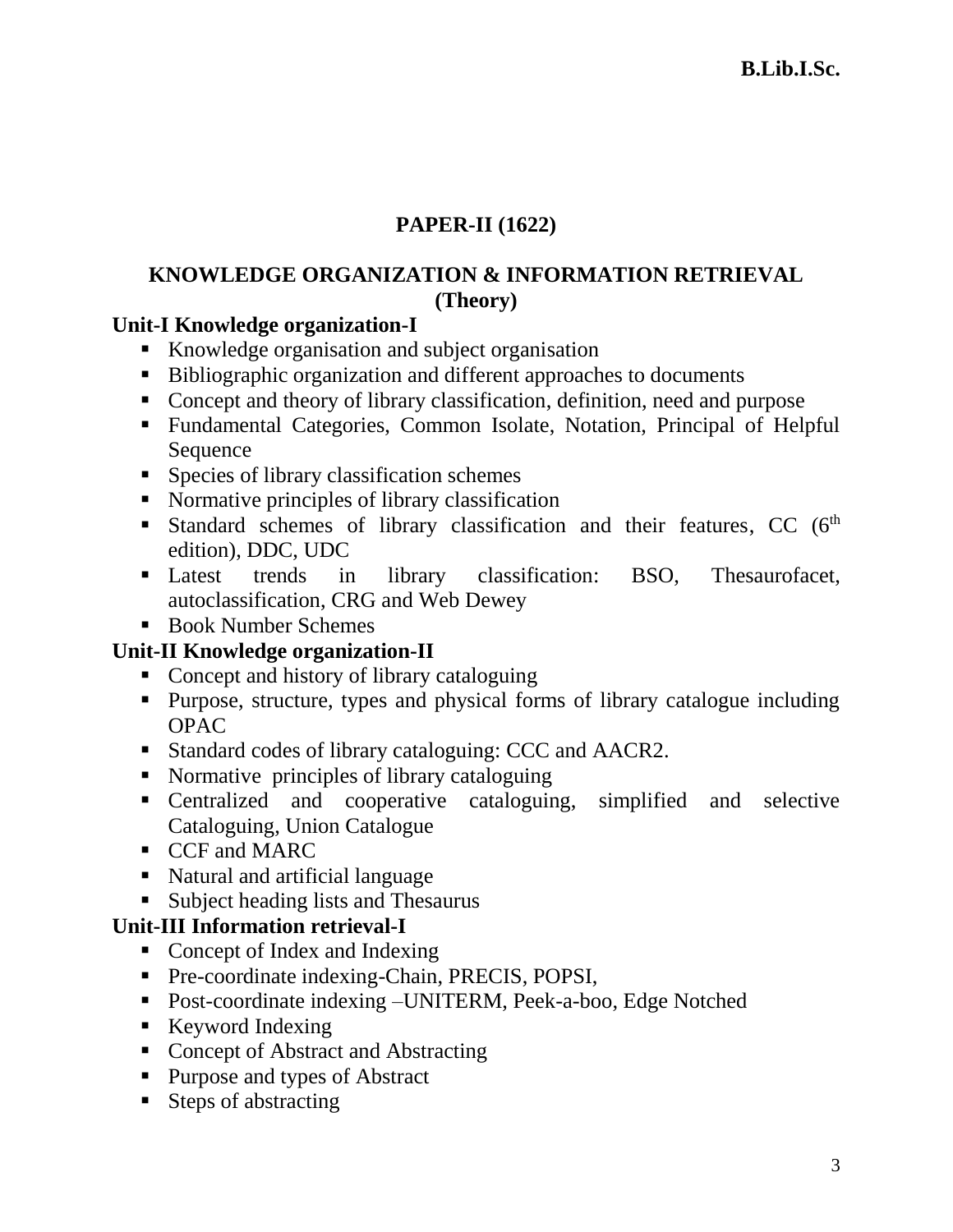## PAPER-II (1622)

## KNOWLEDGE ORGANIZATION & INFORMATION RETRIEVAL (Theory)

### Unit-I Knowledge organization-I

- Knowledge organisation and subject organisation
- Bibliographic organization and different approaches to documents
- Concept and theory of library classification, definition, need and purpose
- Fundamental Categories, Common Isolate, Notation, Principal of Helpful Sequence
- Species of library classification schemes
- Normative principles of library classification
- Standard schemes of library classification and their features, CC (6th edition), DDC, UDC
- Latest trends in library classification: BSO, Thesaurofacet, autoclassification, CRG and Web Dewey
- Book Number Schemes

### Unit-II Knowledge organization-II

- Concept and history of library cataloguing
- Purpose, structure, types and physical forms of library catalogue including OPAC
- Standard codes of library cataloguing: CCC and AACR2.
- Normative principles of library cataloguing
- Centralized and cooperative cataloguing, simplified and selective Cataloguing, Union Catalogue
- CCF and MARC
- Natural and artificial language
- Subject heading lists and Thesaurus

### Unit-III Information retrieval-I

- Concept of Index and Indexing
- Pre-coordinate indexing-Chain, PRECIS, POPSI,
- Post-coordinate indexing –UNITERM, Peek-a-boo, Edge Notched
- Keyword Indexing
- Concept of Abstract and Abstracting
- Purpose and types of Abstract
- Steps of abstracting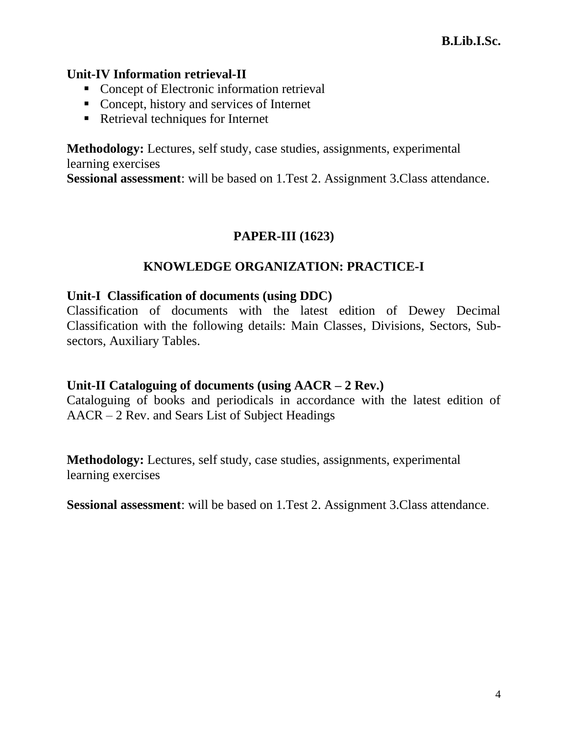**Unit-IV Information retrieval-II**

- Concept of Electronic information retrieval
- Concept, history and services of Internet
- Retrieval techniques for Internet

**Methodology:** Lectures, self study, case studies, assignments, experimental learning exercises

**Sessional assessment**: will be based on 1.Test 2. Assignment 3.Class attendance.

## PAPER-III (1623)

## KNOWLEDGE ORGANIZATION: PRACTICE-I

**Unit-I Classification of documents (using DDC)**

Classification of documents with the latest edition of Dewey Decimal Classification with the following details: Main Classes, Divisions, Sectors, Sub-sectors, Auxiliary Tables.

**Unit-II Cataloguing of documents (using AACR – 2 Rev.)**

Cataloguing of books and periodicals in accordance with the latest edition of AACR – 2 Rev. and Sears List of Subject Headings

**Methodology:** Lectures, self study, case studies, assignments, experimental learning exercises

**Sessional assessment**: will be based on 1.Test 2. Assignment 3.Class attendance.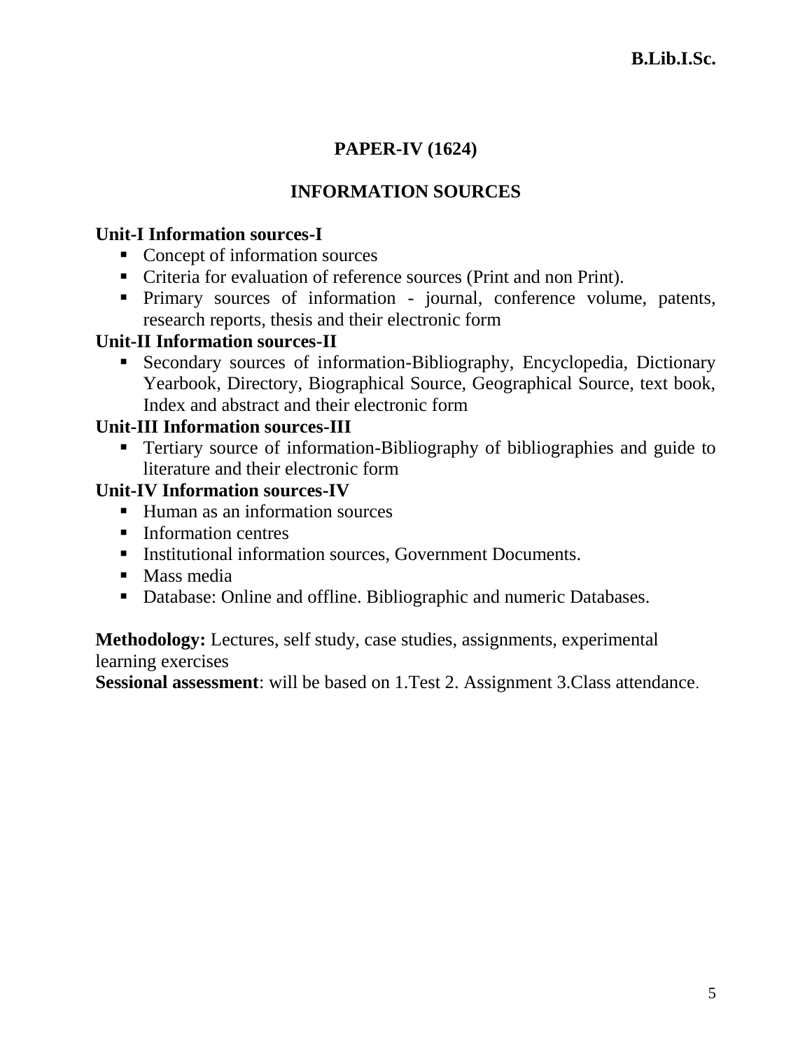## PAPER-IV (1624)

## INFORMATION SOURCES

**Unit-I Information sources-I**

- Concept of information sources
- Criteria for evaluation of reference sources (Print and non Print).
- Primary sources of information - journal, conference volume, patents, research reports, thesis and their electronic form

**Unit-II Information sources-II**

- Secondary sources of information-Bibliography, Encyclopedia, Dictionary Yearbook, Directory, Biographical Source, Geographical Source, text book, Index and abstract and their electronic form

**Unit-III Information sources-III**

- Tertiary source of information-Bibliography of bibliographies and guide to literature and their electronic form

**Unit-IV Information sources-IV**

- Human as an information sources
- Information centres
- Institutional information sources, Government Documents.
- Mass media
- Database: Online and offline. Bibliographic and numeric Databases.

**Methodology:** Lectures, self study, case studies, assignments, experimental learning exercises

**Sessional assessment**: will be based on 1.Test 2. Assignment 3.Class attendance.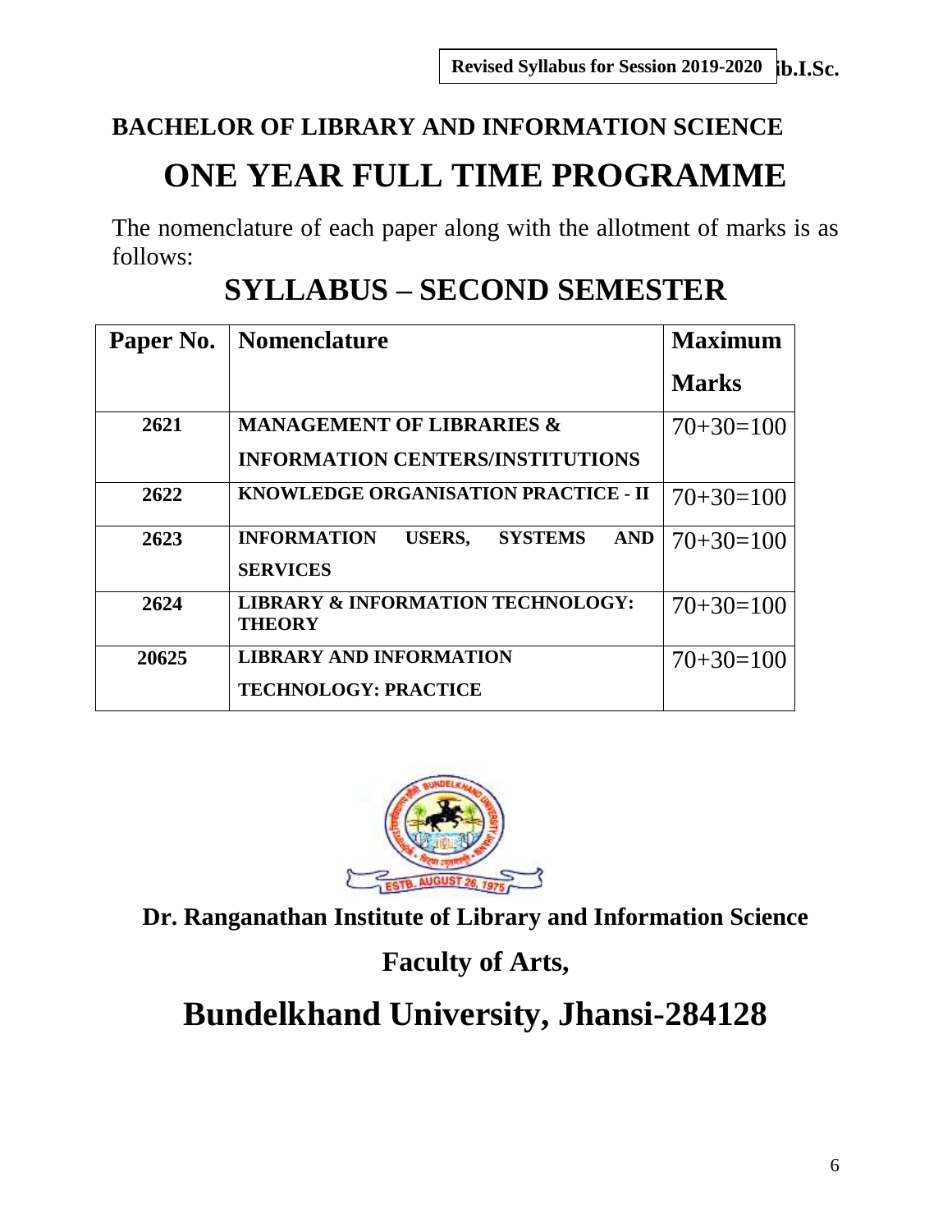# BACHELOR OF LIBRARY AND INFORMATION SCIENCE

# ONE YEAR FULL TIME PROGRAMME

The nomenclature of each paper along with the allotment of marks is as follows:

## SYLLABUS – SECOND SEMESTER

| Paper No. | Nomenclature | Maximum Marks |
|---|---|---|
| **2621** | **MANAGEMENT OF LIBRARIES & INFORMATION CENTERS/INSTITUTIONS** | 70+30=100 |
| **2622** | **KNOWLEDGE ORGANISATION PRACTICE - II** | 70+30=100 |
| **2623** | **INFORMATION USERS, SYSTEMS AND SERVICES** | 70+30=100 |
| **2624** | **LIBRARY & INFORMATION TECHNOLOGY: THEORY** | 70+30=100 |
| **20625** | **LIBRARY AND INFORMATION TECHNOLOGY: PRACTICE** | 70+30=100 |

**Dr. Ranganathan Institute of Library and Information Science**

**Faculty of Arts,**

# Bundelkhand University, Jhansi-284128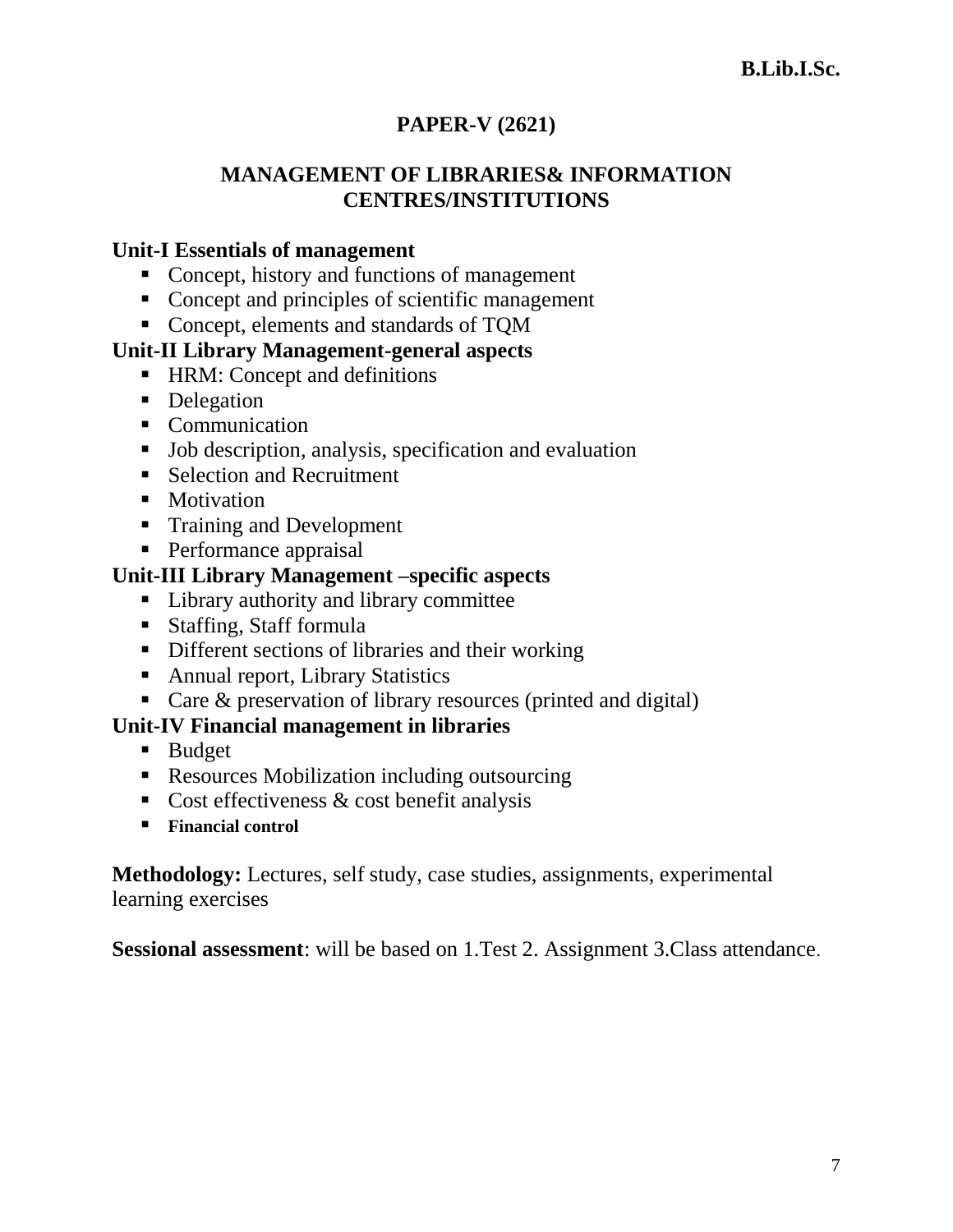**B.Lib.I.Sc.**

## PAPER-V (2621)

## MANAGEMENT OF LIBRARIES& INFORMATION CENTRES/INSTITUTIONS

**Unit-I Essentials of management**

- Concept, history and functions of management
- Concept and principles of scientific management
- Concept, elements and standards of TQM

**Unit-II Library Management-general aspects**

- HRM: Concept and definitions
- Delegation
- Communication
- Job description, analysis, specification and evaluation
- Selection and Recruitment
- Motivation
- Training and Development
- Performance appraisal

**Unit-III Library Management –specific aspects**

- Library authority and library committee
- Staffing, Staff formula
- Different sections of libraries and their working
- Annual report, Library Statistics
- Care & preservation of library resources (printed and digital)

**Unit-IV Financial management in libraries**

- Budget
- Resources Mobilization including outsourcing
- Cost effectiveness & cost benefit analysis
- **Financial control**

**Methodology:** Lectures, self study, case studies, assignments, experimental learning exercises

**Sessional assessment**: will be based on 1.Test 2. Assignment 3.Class attendance.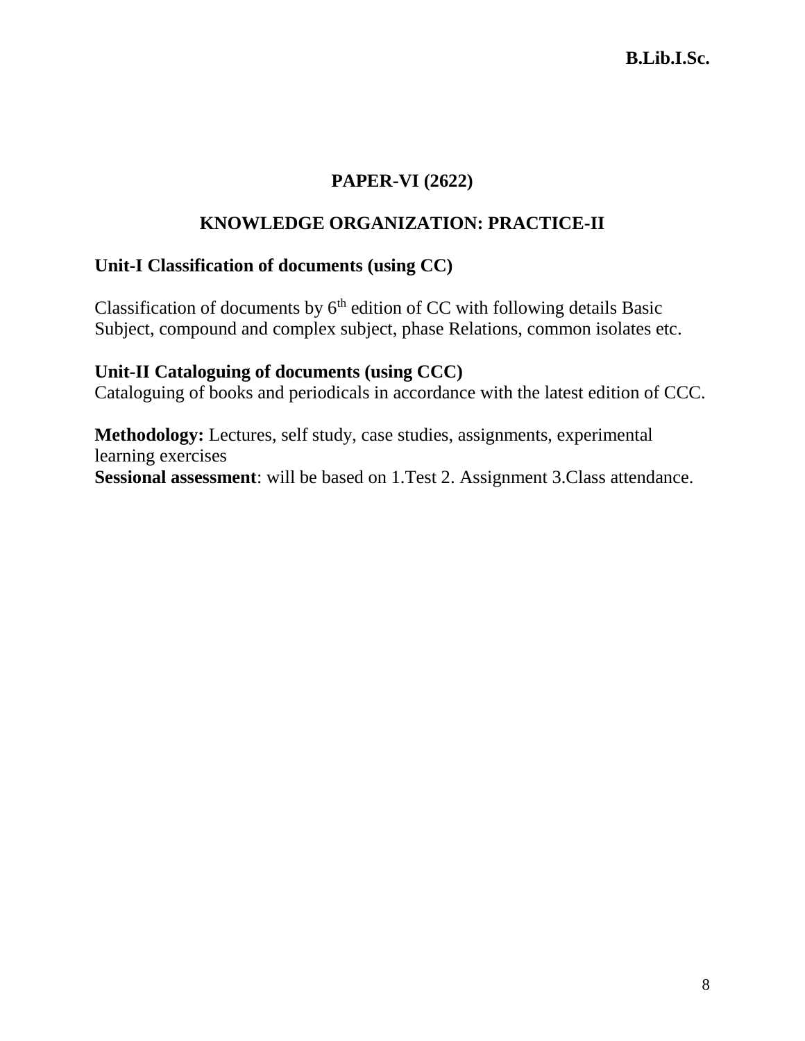## PAPER-VI (2622)

## KNOWLEDGE ORGANIZATION: PRACTICE-II

### Unit-I Classification of documents (using CC)

Classification of documents by 6th edition of CC with following details Basic Subject, compound and complex subject, phase Relations, common isolates etc.

### Unit-II Cataloguing of documents (using CCC)

Cataloguing of books and periodicals in accordance with the latest edition of CCC.

**Methodology:** Lectures, self study, case studies, assignments, experimental learning exercises

**Sessional assessment**: will be based on 1.Test 2. Assignment 3.Class attendance.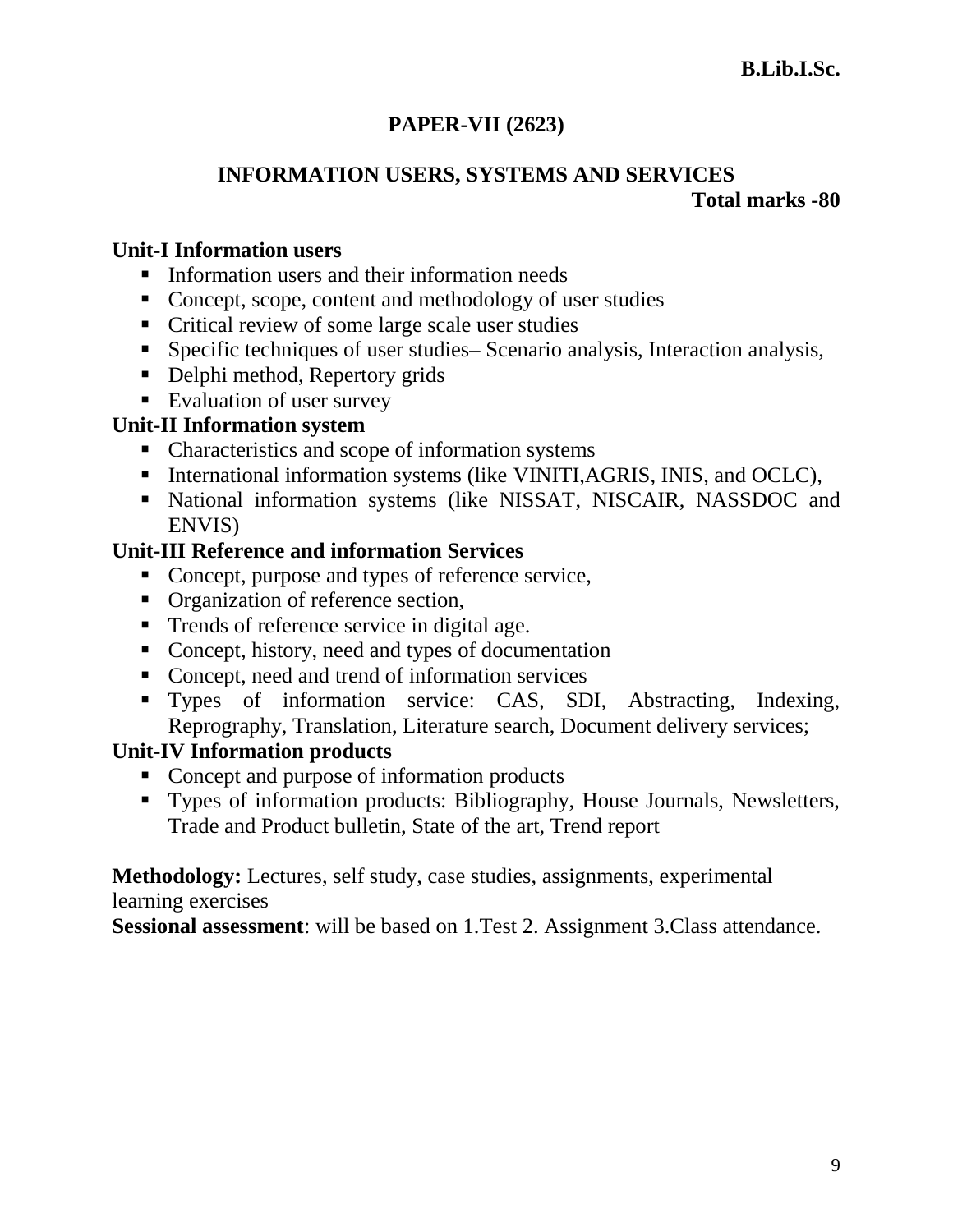**B.Lib.I.Sc.**

## PAPER-VII (2623)

## INFORMATION USERS, SYSTEMS AND SERVICES

**Total marks -80**

### Unit-I Information users

- Information users and their information needs
- Concept, scope, content and methodology of user studies
- Critical review of some large scale user studies
- Specific techniques of user studies– Scenario analysis, Interaction analysis,
- Delphi method, Repertory grids
- Evaluation of user survey

### Unit-II Information system

- Characteristics and scope of information systems
- International information systems (like VINITI,AGRIS, INIS, and OCLC),
- National information systems (like NISSAT, NISCAIR, NASSDOC and ENVIS)

### Unit-III Reference and information Services

- Concept, purpose and types of reference service,
- Organization of reference section,
- Trends of reference service in digital age.
- Concept, history, need and types of documentation
- Concept, need and trend of information services
- Types of information service: CAS, SDI, Abstracting, Indexing, Reprography, Translation, Literature search, Document delivery services;

### Unit-IV Information products

- Concept and purpose of information products
- Types of information products: Bibliography, House Journals, Newsletters, Trade and Product bulletin, State of the art, Trend report

**Methodology:** Lectures, self study, case studies, assignments, experimental learning exercises

**Sessional assessment**: will be based on 1.Test 2. Assignment 3.Class attendance.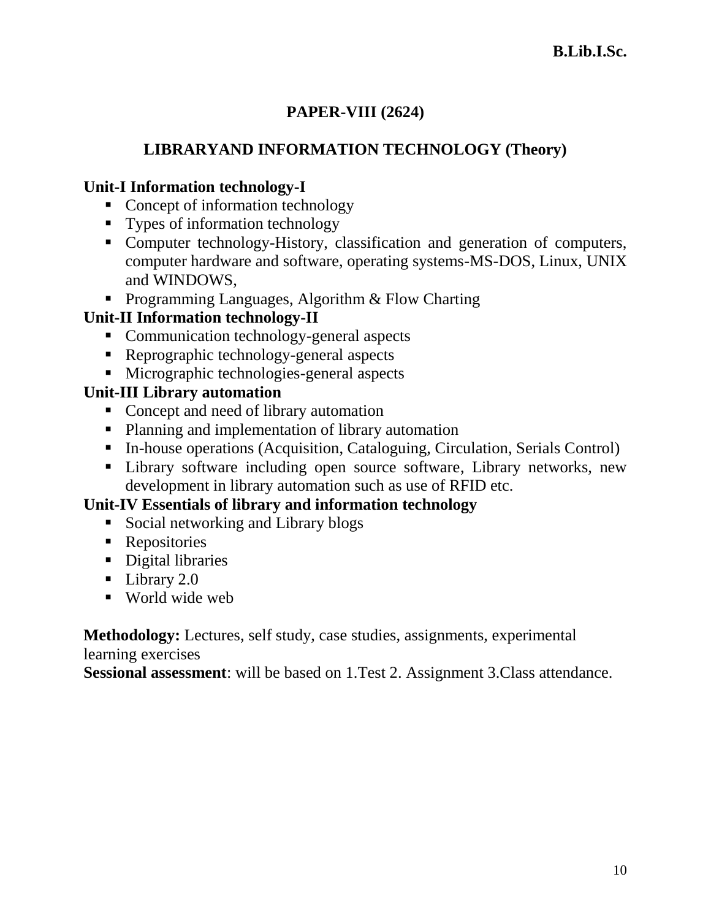## PAPER-VIII (2624)

## LIBRARYAND INFORMATION TECHNOLOGY (Theory)

**Unit-I Information technology-I**

- Concept of information technology
- Types of information technology
- Computer technology-History, classification and generation of computers, computer hardware and software, operating systems-MS-DOS, Linux, UNIX and WINDOWS,
- Programming Languages, Algorithm & Flow Charting

**Unit-II Information technology-II**

- Communication technology-general aspects
- Reprographic technology-general aspects
- Micrographic technologies-general aspects

**Unit-III Library automation**

- Concept and need of library automation
- Planning and implementation of library automation
- In-house operations (Acquisition, Cataloguing, Circulation, Serials Control)
- Library software including open source software, Library networks, new development in library automation such as use of RFID etc.

**Unit-IV Essentials of library and information technology**

- Social networking and Library blogs
- Repositories
- Digital libraries
- Library 2.0
- World wide web

**Methodology:** Lectures, self study, case studies, assignments, experimental learning exercises

**Sessional assessment**: will be based on 1.Test 2. Assignment 3.Class attendance.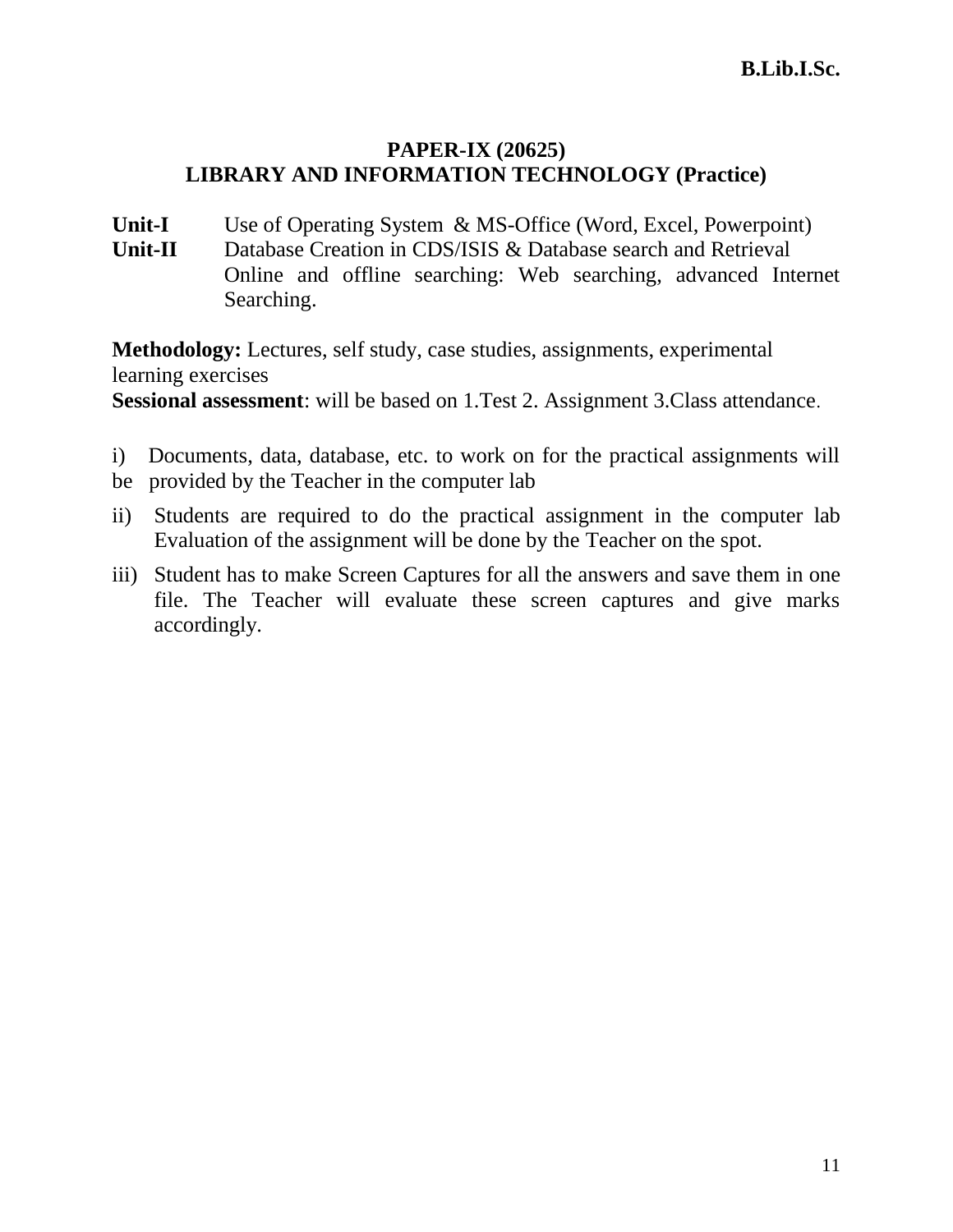# PAPER-IX (20625)
## LIBRARY AND INFORMATION TECHNOLOGY (Practice)

**Unit-I** Use of Operating System & MS-Office (Word, Excel, Powerpoint)

**Unit-II** Database Creation in CDS/ISIS & Database search and Retrieval
Online and offline searching: Web searching, advanced Internet Searching.

**Methodology:** Lectures, self study, case studies, assignments, experimental learning exercises

**Sessional assessment**: will be based on 1.Test 2. Assignment 3.Class attendance.

i) Documents, data, database, etc. to work on for the practical assignments will be provided by the Teacher in the computer lab

ii) Students are required to do the practical assignment in the computer lab Evaluation of the assignment will be done by the Teacher on the spot.

iii) Student has to make Screen Captures for all the answers and save them in one file. The Teacher will evaluate these screen captures and give marks accordingly.